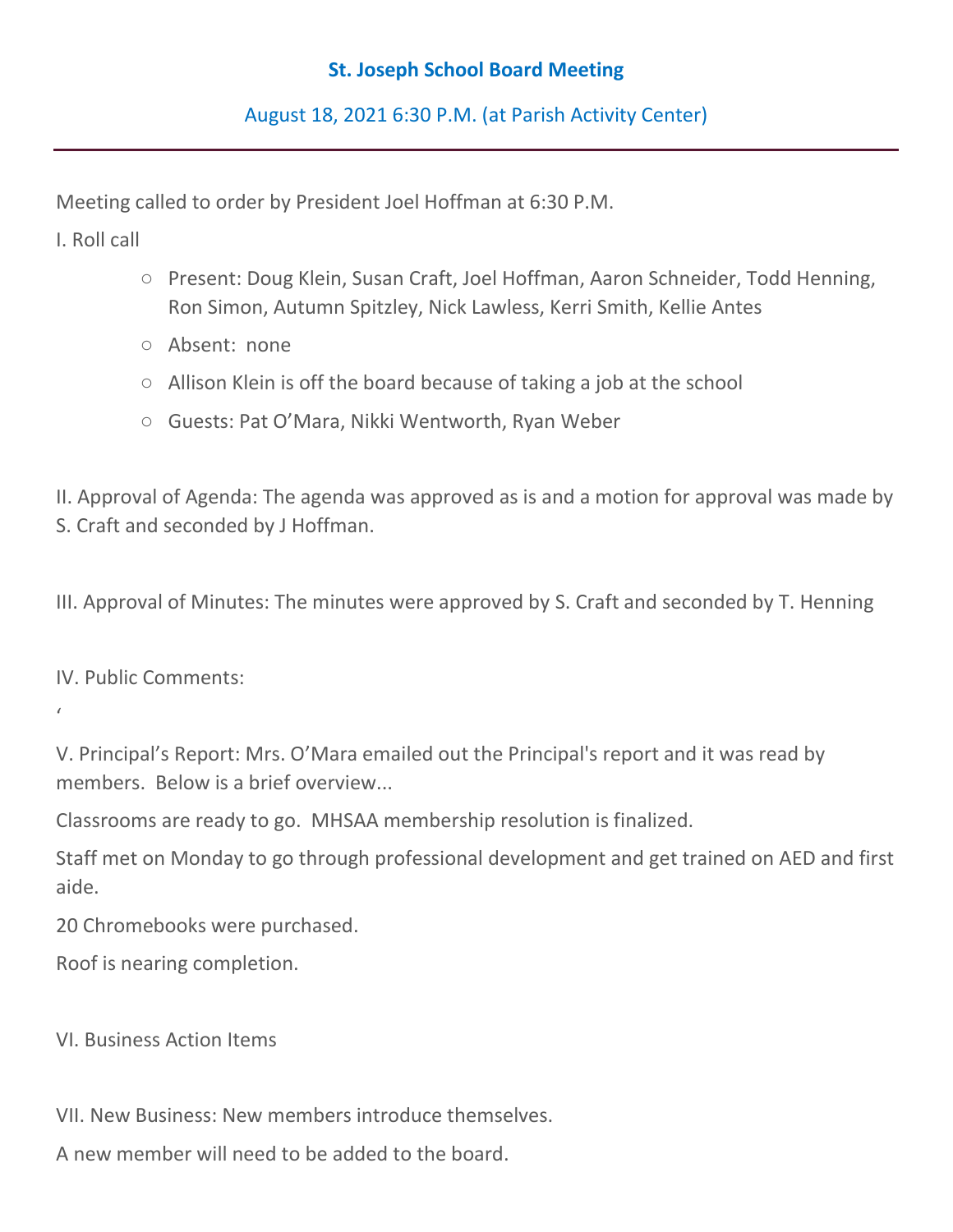# St. Joseph School Board Meeting

## August 18, 2021 6:30 P.M. (at Parish Activity Center)

---

Meeting called to order by President Joel Hoffman at 6:30 P.M.

I. Roll call

- Present: Doug Klein, Susan Craft, Joel Hoffman, Aaron Schneider, Todd Henning, Ron Simon, Autumn Spitzley, Nick Lawless, Kerri Smith, Kellie Antes
- Absent: none
- Allison Klein is off the board because of taking a job at the school
- Guests: Pat O'Mara, Nikki Wentworth, Ryan Weber

II. Approval of Agenda: The agenda was approved as is and a motion for approval was made by S. Craft and seconded by J Hoffman.

III. Approval of Minutes: The minutes were approved by S. Craft and seconded by T. Henning

IV. Public Comments:

'

V. Principal's Report: Mrs. O'Mara emailed out the Principal's report and it was read by members. Below is a brief overview...

Classrooms are ready to go. MHSAA membership resolution is finalized.

Staff met on Monday to go through professional development and get trained on AED and first aide.

20 Chromebooks were purchased.

Roof is nearing completion.

VI. Business Action Items

VII. New Business: New members introduce themselves.

A new member will need to be added to the board.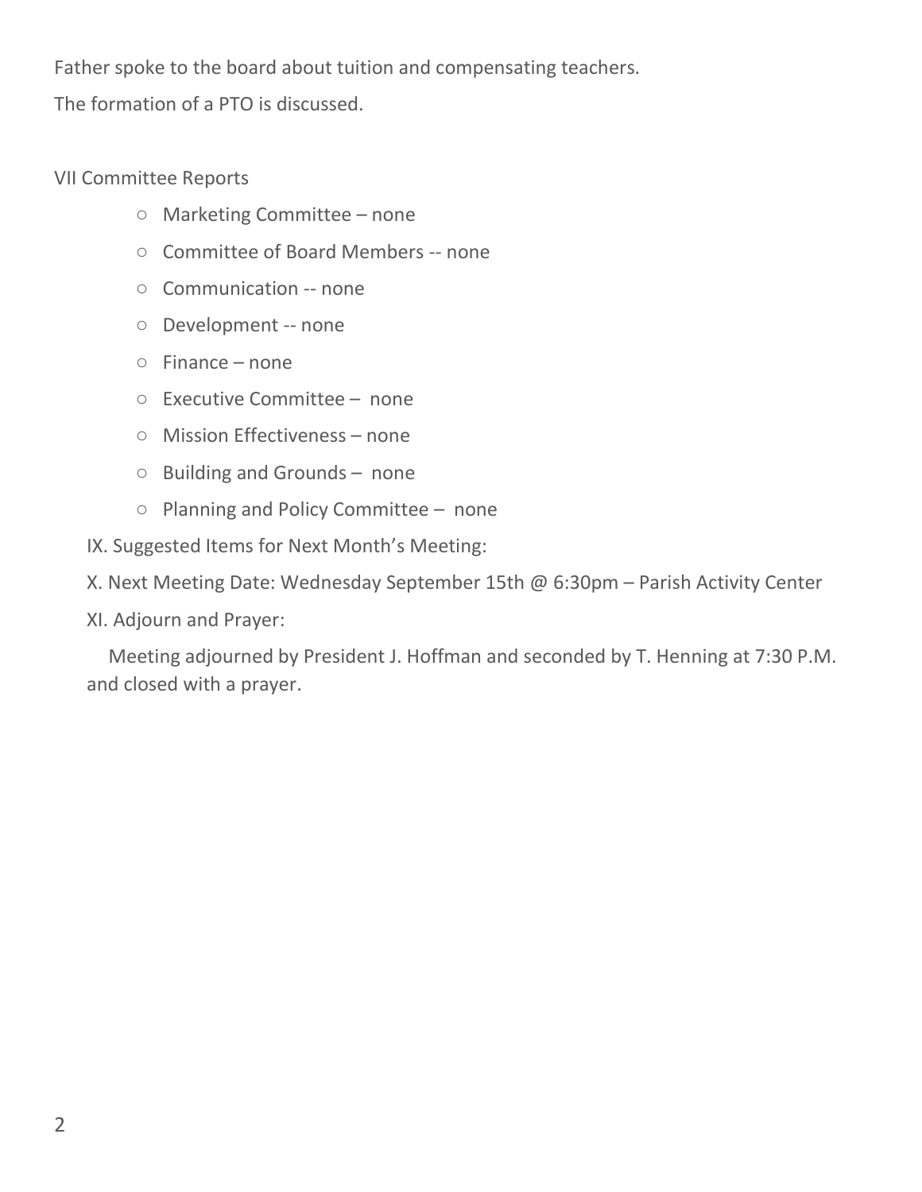Father spoke to the board about tuition and compensating teachers.

The formation of a PTO is discussed.

VII Committee Reports

- Marketing Committee – none
- Committee of Board Members -- none
- Communication -- none
- Development -- none
- Finance – none
- Executive Committee – none
- Mission Effectiveness – none
- Building and Grounds – none
- Planning and Policy Committee – none

IX. Suggested Items for Next Month's Meeting:

X. Next Meeting Date: Wednesday September 15th @ 6:30pm – Parish Activity Center

XI. Adjourn and Prayer:

Meeting adjourned by President J. Hoffman and seconded by T. Henning at 7:30 P.M. and closed with a prayer.